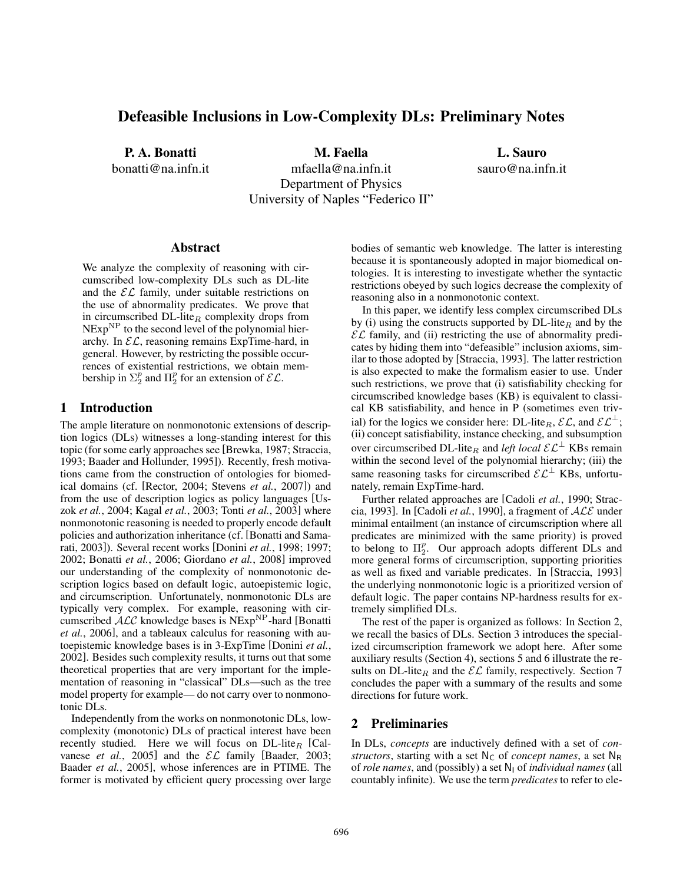# Defeasible Inclusions in Low-Complexity DLs: Preliminary Notes

**P. A. Bonatti**
bonatti@na.infn.it

**M. Faella**
mfaella@na.infn.it
Department of Physics
University of Naples "Federico II"

**L. Sauro**
sauro@na.infn.it

## Abstract

We analyze the complexity of reasoning with circumscribed low-complexity DLs such as DL-lite and the $\mathcal{EL}$ family, under suitable restrictions on the use of abnormality predicates. We prove that in circumscribed DL-lite$_R$ complexity drops from NExp$^{\text{NP}}$ to the second level of the polynomial hierarchy. In $\mathcal{EL}$, reasoning remains ExpTime-hard, in general. However, by restricting the possible occurrences of existential restrictions, we obtain membership in $\Sigma_2^p$ and $\Pi_2^p$ for an extension of $\mathcal{EL}$.

## 1 Introduction

The ample literature on nonmonotonic extensions of description logics (DLs) witnesses a long-standing interest for this topic (for some early approaches see [Brewka, 1987; Straccia, 1993; Baader and Hollunder, 1995]). Recently, fresh motivations came from the construction of ontologies for biomedical domains (cf. [Rector, 2004; Stevens *et al.*, 2007]) and from the use of description logics as policy languages [Uszok *et al.*, 2004; Kagal *et al.*, 2003; Tonti *et al.*, 2003] where nonmonotonic reasoning is needed to properly encode default policies and authorization inheritance (cf. [Bonatti and Samarati, 2003]). Several recent works [Donini *et al.*, 1998; 1997; 2002; Bonatti *et al.*, 2006; Giordano *et al.*, 2008] improved our understanding of the complexity of nonmonotonic description logics based on default logic, autoepistemic logic, and circumscription. Unfortunately, nonmonotonic DLs are typically very complex. For example, reasoning with circumscribed $\mathcal{ALC}$ knowledge bases is NExp$^{\text{NP}}$-hard [Bonatti *et al.*, 2006], and a tableaux calculus for reasoning with autoepistemic knowledge bases is in 3-ExpTime [Donini *et al.*, 2002]. Besides such complexity results, it turns out that some theoretical properties that are very important for the implementation of reasoning in "classical" DLs—such as the tree model property for example— do not carry over to nonmonotonic DLs.

Independently from the works on nonmonotonic DLs, low-complexity (monotonic) DLs of practical interest have been recently studied. Here we will focus on DL-lite$_R$ [Calvanese *et al.*, 2005] and the $\mathcal{EL}$ family [Baader, 2003; Baader *et al.*, 2005], whose inferences are in PTIME. The former is motivated by efficient query processing over large bodies of semantic web knowledge. The latter is interesting because it is spontaneously adopted in major biomedical ontologies. It is interesting to investigate whether the syntactic restrictions obeyed by such logics decrease the complexity of reasoning also in a nonmonotonic context.

In this paper, we identify less complex circumscribed DLs by (i) using the constructs supported by DL-lite$_R$ and by the $\mathcal{EL}$ family, and (ii) restricting the use of abnormality predicates by hiding them into "defeasible" inclusion axioms, similar to those adopted by [Straccia, 1993]. The latter restriction is also expected to make the formalism easier to use. Under such restrictions, we prove that (i) satisfiability checking for circumscribed knowledge bases (KB) is equivalent to classical KB satisfiability, and hence in P (sometimes even trivial) for the logics we consider here: DL-lite$_R$, $\mathcal{EL}$, and $\mathcal{EL}^\perp$; (ii) concept satisfiability, instance checking, and subsumption over circumscribed DL-lite$_R$ and *left local* $\mathcal{EL}^\perp$ KBs remain within the second level of the polynomial hierarchy; (iii) the same reasoning tasks for circumscribed $\mathcal{EL}^\perp$ KBs, unfortunately, remain ExpTime-hard.

Further related approaches are [Cadoli *et al.*, 1990; Straccia, 1993]. In [Cadoli *et al.*, 1990], a fragment of $\mathcal{ALE}$ under minimal entailment (an instance of circumscription where all predicates are minimized with the same priority) is proved to belong to $\Pi_2^p$. Our approach adopts different DLs and more general forms of circumscription, supporting priorities as well as fixed and variable predicates. In [Straccia, 1993] the underlying nonmonotonic logic is a prioritized version of default logic. The paper contains NP-hardness results for extremely simplified DLs.

The rest of the paper is organized as follows: In Section 2, we recall the basics of DLs. Section 3 introduces the specialized circumscription framework we adopt here. After some auxiliary results (Section 4), sections 5 and 6 illustrate the results on DL-lite$_R$ and the $\mathcal{EL}$ family, respectively. Section 7 concludes the paper with a summary of the results and some directions for future work.

## 2 Preliminaries

In DLs, *concepts* are inductively defined with a set of *constructors*, starting with a set $\mathsf{N_C}$ of *concept names*, a set $\mathsf{N_R}$ of *role names*, and (possibly) a set $\mathsf{N_I}$ of *individual names* (all countably infinite). We use the term *predicates* to refer to ele-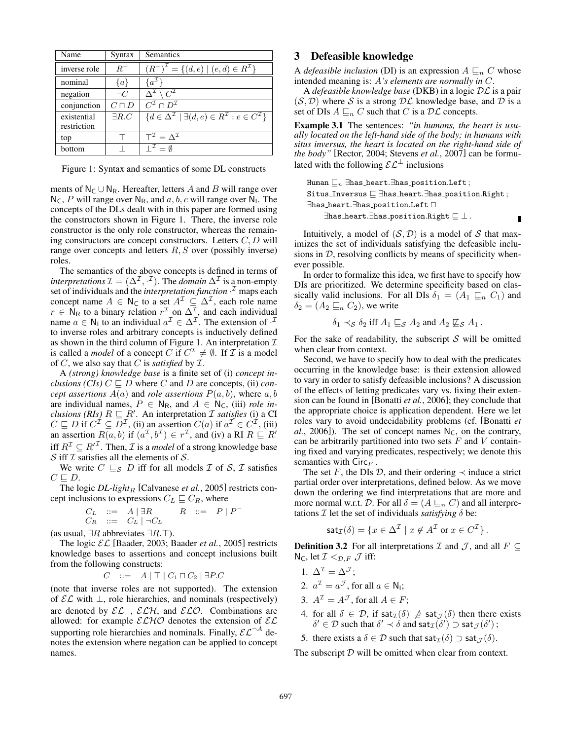| Name | Syntax | Semantics |
|---|---|---|
| inverse role | $R^-$ | $(R^-)^{\mathcal{I}} = \{(d, e) \mid (e, d) \in R^{\mathcal{I}}\}$ |
| nominal | $\{a\}$ | $\{a^{\mathcal{I}}\}$ |
| negation | $\neg C$ | $\Delta^{\mathcal{I}} \setminus C^{\mathcal{I}}$ |
| conjunction | $C \sqcap D$ | $C^{\mathcal{I}} \cap D^{\mathcal{I}}$ |
| existential restriction | $\exists R.C$ | $\{d \in \Delta^{\mathcal{I}} \mid \exists (d, e) \in R^{\mathcal{I}} : e \in C^{\mathcal{I}}\}$ |
| top | $\top$ | $\top^{\mathcal{I}} = \Delta^{\mathcal{I}}$ |
| bottom | $\bot$ | $\bot^{\mathcal{I}} = \emptyset$ |

Figure 1: Syntax and semantics of some DL constructs

ments of $\mathsf{N_C} \cup \mathsf{N_R}$. Hereafter, letters $A$ and $B$ will range over $\mathsf{N_C}$, $P$ will range over $\mathsf{N_R}$, and $a, b, c$ will range over $\mathsf{N_I}$. The concepts of the DLs dealt with in this paper are formed using the constructors shown in Figure 1. There, the inverse role constructor is the only role constructor, whereas the remaining constructors are concept constructors. Letters $C, D$ will range over concepts and letters $R, S$ over (possibly inverse) roles.

The semantics of the above concepts is defined in terms of *interpretations* $\mathcal{I} = (\Delta^{\mathcal{I}}, \cdot^{\mathcal{I}})$. The *domain* $\Delta^{\mathcal{I}}$ is a non-empty set of individuals and the *interpretation function* $\cdot^{\mathcal{I}}$ maps each concept name $A \in \mathsf{N_C}$ to a set $A^{\mathcal{I}} \subseteq \Delta^{\mathcal{I}}$, each role name $r \in \mathsf{N_R}$ to a binary relation $r^{\mathcal{I}}$ on $\Delta^{\mathcal{I}}$, and each individual name $a \in \mathsf{N_I}$ to an individual $a^{\mathcal{I}} \in \Delta^{\mathcal{I}}$. The extension of $\cdot^{\mathcal{I}}$ to inverse roles and arbitrary concepts is inductively defined as shown in the third column of Figure 1. An interpretation $\mathcal{I}$ is called a *model* of a concept $C$ if $C^{\mathcal{I}} \neq \emptyset$. If $\mathcal{I}$ is a model of $C$, we also say that $C$ is *satisfied* by $\mathcal{I}$.

A *(strong) knowledge base* is a finite set of (i) *concept inclusions (CIs)* $C \sqsubseteq D$ where $C$ and $D$ are concepts, (ii) *concept assertions* $A(a)$ and *role assertions* $P(a, b)$, where $a, b$ are individual names, $P \in \mathsf{N_R}$, and $A \in \mathsf{N_C}$, (iii) *role inclusions (RIs)* $R \sqsubseteq R'$. An interpretation $\mathcal{I}$ *satisfies* (i) a CI $C \sqsubseteq D$ if $C^{\mathcal{I}} \subseteq D^{\mathcal{I}}$, (ii) an assertion $C(a)$ if $a^{\mathcal{I}} \in C^{\mathcal{I}}$, (iii) an assertion $R(a, b)$ if $(a^{\mathcal{I}}, b^{\mathcal{I}}) \in r^{\mathcal{I}}$, and (iv) a RI $R \sqsubseteq R'$ iff $R^{\mathcal{I}} \subseteq R'^{\mathcal{I}}$. Then, $\mathcal{I}$ is a *model* of a strong knowledge base $\mathcal{S}$ iff $\mathcal{I}$ satisfies all the elements of $\mathcal{S}$.

We write $C \sqsubseteq_{\mathcal{S}} D$ iff for all models $\mathcal{I}$ of $\mathcal{S}$, $\mathcal{I}$ satisfies $C \sqsubseteq D$.

The logic *DL-lite*$_R$ [Calvanese *et al.*, 2005] restricts concept inclusions to expressions $C_L \sqsubseteq C_R$, where

$$C_L \;::=\; A \mid \exists R \qquad R \;::=\; P \mid P^-$$
$$C_R \;::=\; C_L \mid \neg C_L$$

(as usual, $\exists R$ abbreviates $\exists R.\top$).

The logic $\mathcal{EL}$ [Baader, 2003; Baader *et al.*, 2005] restricts knowledge bases to assertions and concept inclusions built from the following constructs:

$$C \;::=\; A \mid \top \mid C_1 \sqcap C_2 \mid \exists P.C$$

(note that inverse roles are not supported). The extension of $\mathcal{EL}$ with $\bot$, role hierarchies, and nominals (respectively) are denoted by $\mathcal{EL}^{\bot}$, $\mathcal{ELH}$, and $\mathcal{ELO}$. Combinations are allowed: for example $\mathcal{ELHO}$ denotes the extension of $\mathcal{EL}$ supporting role hierarchies and nominals. Finally, $\mathcal{EL}^{\neg A}$ denotes the extension where negation can be applied to concept names.

## 3 Defeasible knowledge

A *defeasible inclusion* (DI) is an expression $A \sqsubseteq_n C$ whose intended meaning is: *A's elements are normally in C*.

A *defeasible knowledge base* (DKB) in a logic $\mathcal{DL}$ is a pair $(\mathcal{S}, \mathcal{D})$ where $\mathcal{S}$ is a strong $\mathcal{DL}$ knowledge base, and $\mathcal{D}$ is a set of DIs $A \sqsubseteq_n C$ such that $C$ is a $\mathcal{DL}$ concepts.

**Example 3.1** The sentences: *"in humans, the heart is usually located on the left-hand side of the body; in humans with situs inversus, the heart is located on the right-hand side of the body"* [Rector, 2004; Stevens *et al.*, 2007] can be formulated with the following $\mathcal{EL}^{\bot}$ inclusions

$$\mathtt{Human} \sqsubseteq_n \exists \mathtt{has\_heart}.\exists \mathtt{has\_position}.\mathtt{Left}\,;$$
$$\mathtt{Situs\_Inversus} \sqsubseteq \exists \mathtt{has\_heart}.\exists \mathtt{has\_position}.\mathtt{Right}\,;$$
$$\exists \mathtt{has\_heart}.\exists \mathtt{has\_position}.\mathtt{Left} \sqcap \exists \mathtt{has\_heart}.\exists \mathtt{has\_position}.\mathtt{Right} \sqsubseteq \bot\,.$$

Intuitively, a model of $(\mathcal{S}, \mathcal{D})$ is a model of $\mathcal{S}$ that maximizes the set of individuals satisfying the defeasible inclusions in $\mathcal{D}$, resolving conflicts by means of specificity whenever possible.

In order to formalize this idea, we first have to specify how DIs are prioritized. We determine specificity based on classically valid inclusions. For all DIs $\delta_1 = (A_1 \sqsubseteq_n C_1)$ and $\delta_2 = (A_2 \sqsubseteq_n C_2)$, we write

$$\delta_1 \prec_{\mathcal{S}} \delta_2 \text{ iff } A_1 \sqsubseteq_{\mathcal{S}} A_2 \text{ and } A_2 \not\sqsubseteq_{\mathcal{S}} A_1\,.$$

For the sake of readability, the subscript $\mathcal{S}$ will be omitted when clear from context.

Second, we have to specify how to deal with the predicates occurring in the knowledge base: is their extension allowed to vary in order to satisfy defeasible inclusions? A discussion of the effects of letting predicates vary vs. fixing their extension can be found in [Bonatti *et al.*, 2006]; they conclude that the appropriate choice is application dependent. Here we let roles vary to avoid undecidability problems (cf. [Bonatti *et al.*, 2006]). The set of concept names $\mathsf{N_C}$, on the contrary, can be arbitrarily partitioned into two sets $F$ and $V$ containing fixed and varying predicates, respectively; we denote this semantics with $\mathsf{Circ}_F$.

The set $F$, the DIs $\mathcal{D}$, and their ordering $\prec$ induce a strict partial order over interpretations, defined below. As we move down the ordering we find interpretations that are more and more normal w.r.t. $\mathcal{D}$. For all $\delta = (A \sqsubseteq_n C)$ and all interpretations $\mathcal{I}$ let the set of individuals *satisfying* $\delta$ be:

$$\mathsf{sat}_{\mathcal{I}}(\delta) = \{x \in \Delta^{\mathcal{I}} \mid x \notin A^{\mathcal{I}} \text{ or } x \in C^{\mathcal{I}}\}\,.$$

**Definition 3.2** For all interpretations $\mathcal{I}$ and $\mathcal{J}$, and all $F \subseteq \mathsf{N_C}$, let $\mathcal{I} <_{\mathcal{D},F} \mathcal{J}$ iff:

1. $\Delta^{\mathcal{I}} = \Delta^{\mathcal{J}}$;
2. $a^{\mathcal{I}} = a^{\mathcal{J}}$, for all $a \in \mathsf{N_I}$;
3. $A^{\mathcal{I}} = A^{\mathcal{J}}$, for all $A \in F$;
4. for all $\delta \in \mathcal{D}$, if $\mathsf{sat}_{\mathcal{I}}(\delta) \not\supseteq \mathsf{sat}_{\mathcal{J}}(\delta)$ then there exists $\delta' \in \mathcal{D}$ such that $\delta' \prec \delta$ and $\mathsf{sat}_{\mathcal{I}}(\delta') \supset \mathsf{sat}_{\mathcal{J}}(\delta')$;
5. there exists a $\delta \in \mathcal{D}$ such that $\mathsf{sat}_{\mathcal{I}}(\delta) \supset \mathsf{sat}_{\mathcal{J}}(\delta)$.

The subscript $\mathcal{D}$ will be omitted when clear from context.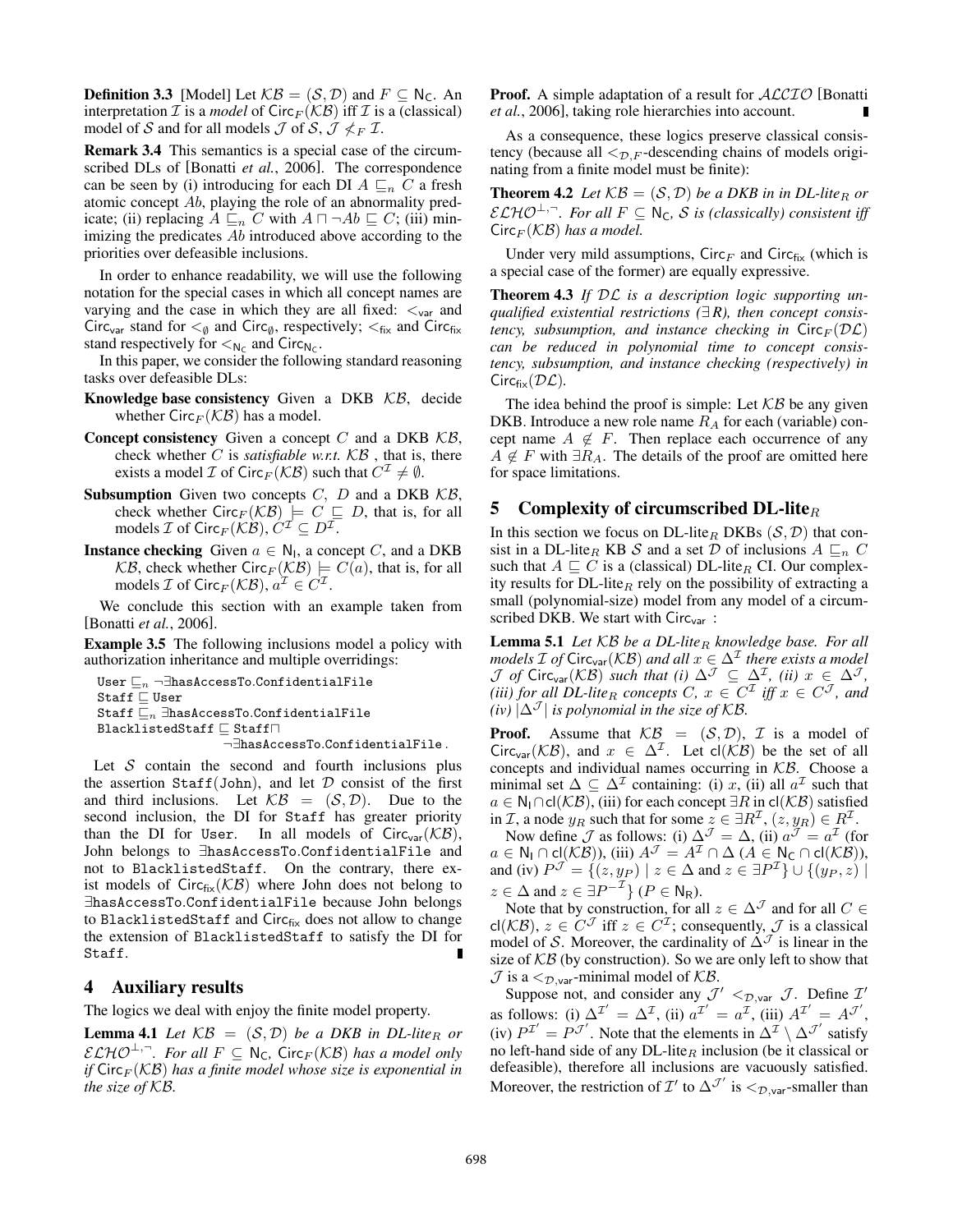**Definition 3.3** [Model] Let $\mathcal{KB} = (\mathcal{S}, \mathcal{D})$ and $F \subseteq \mathsf{N_C}$. An interpretation $\mathcal{I}$ is a *model* of $\mathsf{Circ}_F(\mathcal{KB})$ iff $\mathcal{I}$ is a (classical) model of $\mathcal{S}$ and for all models $\mathcal{J}$ of $\mathcal{S}$, $\mathcal{J} \not<_F \mathcal{I}$.

**Remark 3.4** This semantics is a special case of the circumscribed DLs of [Bonatti *et al.*, 2006]. The correspondence can be seen by (i) introducing for each DI $A \sqsubseteq_n C$ a fresh atomic concept $Ab$, playing the role of an abnormality predicate; (ii) replacing $A \sqsubseteq_n C$ with $A \sqcap \neg Ab \sqsubseteq C$; (iii) minimizing the predicates $Ab$ introduced above according to the priorities over defeasible inclusions.

In order to enhance readability, we will use the following notation for the special cases in which all concept names are varying and the case in which they are all fixed: $<_{\mathsf{var}}$ and $\mathsf{Circ}_{\mathsf{var}}$ stand for $<_\emptyset$ and $\mathsf{Circ}_\emptyset$, respectively; $<_{\mathsf{fix}}$ and $\mathsf{Circ}_{\mathsf{fix}}$ stand respectively for $<_{\mathsf{N_C}}$ and $\mathsf{Circ}_{\mathsf{N_C}}$.

In this paper, we consider the following standard reasoning tasks over defeasible DLs:

**Knowledge base consistency** Given a DKB $\mathcal{KB}$, decide whether $\mathsf{Circ}_F(\mathcal{KB})$ has a model.

**Concept consistency** Given a concept $C$ and a DKB $\mathcal{KB}$, check whether $C$ is *satisfiable w.r.t.* $\mathcal{KB}$ , that is, there exists a model $\mathcal{I}$ of $\mathsf{Circ}_F(\mathcal{KB})$ such that $C^{\mathcal{I}} \neq \emptyset$.

**Subsumption** Given two concepts $C$, $D$ and a DKB $\mathcal{KB}$, check whether $\mathsf{Circ}_F(\mathcal{KB}) \models C \sqsubseteq D$, that is, for all models $\mathcal{I}$ of $\mathsf{Circ}_F(\mathcal{KB})$, $C^{\mathcal{I}} \subseteq D^{\mathcal{I}}$.

**Instance checking** Given $a \in \mathsf{N_I}$, a concept $C$, and a DKB $\mathcal{KB}$, check whether $\mathsf{Circ}_F(\mathcal{KB}) \models C(a)$, that is, for all models $\mathcal{I}$ of $\mathsf{Circ}_F(\mathcal{KB})$, $a^{\mathcal{I}} \in C^{\mathcal{I}}$.

We conclude this section with an example taken from [Bonatti *et al.*, 2006].

**Example 3.5** The following inclusions model a policy with authorization inheritance and multiple overridings:

$\mathtt{User} \sqsubseteq_n \neg\exists\mathtt{hasAccessTo}.\mathtt{ConfidentialFile}$
$\mathtt{Staff} \sqsubseteq \mathtt{User}$
$\mathtt{Staff} \sqsubseteq_n \exists\mathtt{hasAccessTo}.\mathtt{ConfidentialFile}$
$\mathtt{BlacklistedStaff} \sqsubseteq \mathtt{Staff} \sqcap \neg\exists\mathtt{hasAccessTo}.\mathtt{ConfidentialFile}\,.$

Let $\mathcal{S}$ contain the second and fourth inclusions plus the assertion $\mathtt{Staff}(\mathtt{John})$, and let $\mathcal{D}$ consist of the first and third inclusions. Let $\mathcal{KB} = (\mathcal{S}, \mathcal{D})$. Due to the second inclusion, the DI for Staff has greater priority than the DI for User. In all models of $\mathsf{Circ}_{\mathsf{var}}(\mathcal{KB})$, John belongs to $\exists$hasAccessTo.ConfidentialFile and not to BlacklistedStaff. On the contrary, there exist models of $\mathsf{Circ}_{\mathsf{fix}}(\mathcal{KB})$ where John does not belong to $\exists$hasAccessTo.ConfidentialFile because John belongs to BlacklistedStaff and $\mathsf{Circ}_{\mathsf{fix}}$ does not allow to change the extension of BlacklistedStaff to satisfy the DI for Staff. ∎

## 4 Auxiliary results

The logics we deal with enjoy the finite model property.

**Lemma 4.1** *Let $\mathcal{KB} = (\mathcal{S}, \mathcal{D})$ be a DKB in DL-lite$_R$ or $\mathcal{ELHO}^{\bot,\neg}$. For all $F \subseteq \mathsf{N_C}$, $\mathsf{Circ}_F(\mathcal{KB})$ has a model only if $\mathsf{Circ}_F(\mathcal{KB})$ has a finite model whose size is exponential in the size of $\mathcal{KB}$.*

**Proof.** A simple adaptation of a result for $\mathcal{ALCIO}$ [Bonatti *et al.*, 2006], taking role hierarchies into account. ∎

As a consequence, these logics preserve classical consistency (because all $<_{\mathcal{D},F}$-descending chains of models originating from a finite model must be finite):

**Theorem 4.2** *Let $\mathcal{KB} = (\mathcal{S}, \mathcal{D})$ be a DKB in DL-lite$_R$ or $\mathcal{ELHO}^{\bot,\neg}$. For all $F \subseteq \mathsf{N_C}$, $\mathcal{S}$ is (classically) consistent iff $\mathsf{Circ}_F(\mathcal{KB})$ has a model.*

Under very mild assumptions, $\mathsf{Circ}_F$ and $\mathsf{Circ}_{\mathsf{fix}}$ (which is a special case of the former) are equally expressive.

**Theorem 4.3** *If $\mathcal{DL}$ is a description logic supporting unqualified existential restrictions ($\exists R$), then concept consistency, subsumption, and instance checking in $\mathsf{Circ}_F(\mathcal{DL})$ can be reduced in polynomial time to concept consistency, subsumption, and instance checking (respectively) in $\mathsf{Circ}_{\mathsf{fix}}(\mathcal{DL})$.*

The idea behind the proof is simple: Let $\mathcal{KB}$ be any given DKB. Introduce a new role name $R_A$ for each (variable) concept name $A \notin F$. Then replace each occurrence of any $A \notin F$ with $\exists R_A$. The details of the proof are omitted here for space limitations.

## 5 Complexity of circumscribed DL-lite$_R$

In this section we focus on DL-lite$_R$ DKBs $(\mathcal{S}, \mathcal{D})$ that consist in a DL-lite$_R$ KB $\mathcal{S}$ and a set $\mathcal{D}$ of inclusions $A \sqsubseteq_n C$ such that $A \sqsubseteq C$ is a (classical) DL-lite$_R$ CI. Our complexity results for DL-lite$_R$ rely on the possibility of extracting a small (polynomial-size) model from any model of a circumscribed DKB. We start with $\mathsf{Circ}_{\mathsf{var}}$ :

**Lemma 5.1** *Let $\mathcal{KB}$ be a DL-lite$_R$ knowledge base. For all models $\mathcal{I}$ of $\mathsf{Circ}_{\mathsf{var}}(\mathcal{KB})$ and all $x \in \Delta^{\mathcal{I}}$ there exists a model $\mathcal{J}$ of $\mathsf{Circ}_{\mathsf{var}}(\mathcal{KB})$ such that (i) $\Delta^{\mathcal{J}} \subseteq \Delta^{\mathcal{I}}$, (ii) $x \in \Delta^{\mathcal{J}}$, (iii) for all DL-lite$_R$ concepts $C$, $x \in C^{\mathcal{I}}$ iff $x \in C^{\mathcal{J}}$, and (iv) $|\Delta^{\mathcal{J}}|$ is polynomial in the size of $\mathcal{KB}$.*

**Proof.** Assume that $\mathcal{KB} = (\mathcal{S}, \mathcal{D})$, $\mathcal{I}$ is a model of $\mathsf{Circ}_{\mathsf{var}}(\mathcal{KB})$, and $x \in \Delta^{\mathcal{I}}$. Let $\mathsf{cl}(\mathcal{KB})$ be the set of all concepts and individual names occurring in $\mathcal{KB}$. Choose a minimal set $\Delta \subseteq \Delta^{\mathcal{I}}$ containing: (i) $x$, (ii) all $a^{\mathcal{I}}$ such that $a \in \mathsf{N_I} \cap \mathsf{cl}(\mathcal{KB})$, (iii) for each concept $\exists R$ in $\mathsf{cl}(\mathcal{KB})$ satisfied in $\mathcal{I}$, a node $y_R$ such that for some $z \in \exists R^{\mathcal{I}}$, $(z, y_R) \in R^{\mathcal{I}}$.

Now define $\mathcal{J}$ as follows: (i) $\Delta^{\mathcal{J}} = \Delta$, (ii) $a^{\mathcal{J}} = a^{\mathcal{I}}$ (for $a \in \mathsf{N_I} \cap \mathsf{cl}(\mathcal{KB})$), (iii) $A^{\mathcal{J}} = A^{\mathcal{I}} \cap \Delta$ ($A \in \mathsf{N_C} \cap \mathsf{cl}(\mathcal{KB})$), and (iv) $P^{\mathcal{J}} = \{(z, y_P) \mid z \in \Delta \text{ and } z \in \exists P^{\mathcal{I}}\} \cup \{(y_P, z) \mid z \in \Delta \text{ and } z \in \exists P^{-\mathcal{I}}\}$ ($P \in \mathsf{N_R}$).

Note that by construction, for all $z \in \Delta^{\mathcal{J}}$ and for all $C \in \mathsf{cl}(\mathcal{KB})$, $z \in C^{\mathcal{J}}$ iff $z \in C^{\mathcal{I}}$; consequently, $\mathcal{J}$ is a classical model of $\mathcal{S}$. Moreover, the cardinality of $\Delta^{\mathcal{J}}$ is linear in the size of $\mathcal{KB}$ (by construction). So we are only left to show that $\mathcal{J}$ is a $<_{\mathcal{D},\mathsf{var}}$-minimal model of $\mathcal{KB}$.

Suppose not, and consider any $\mathcal{J}' <_{\mathcal{D},\mathsf{var}} \mathcal{J}$. Define $\mathcal{I}'$ as follows: (i) $\Delta^{\mathcal{I}'} = \Delta^{\mathcal{I}}$, (ii) $a^{\mathcal{I}'} = a^{\mathcal{I}}$, (iii) $A^{\mathcal{I}'} = A^{\mathcal{J}'}$, (iv) $P^{\mathcal{I}'} = P^{\mathcal{J}'}$. Note that the elements in $\Delta^{\mathcal{I}} \setminus \Delta^{\mathcal{J}'}$ satisfy no left-hand side of any DL-lite$_R$ inclusion (be it classical or defeasible), therefore all inclusions are vacuously satisfied. Moreover, the restriction of $\mathcal{I}'$ to $\Delta^{\mathcal{J}'}$ is $<_{\mathcal{D},\mathsf{var}}$-smaller than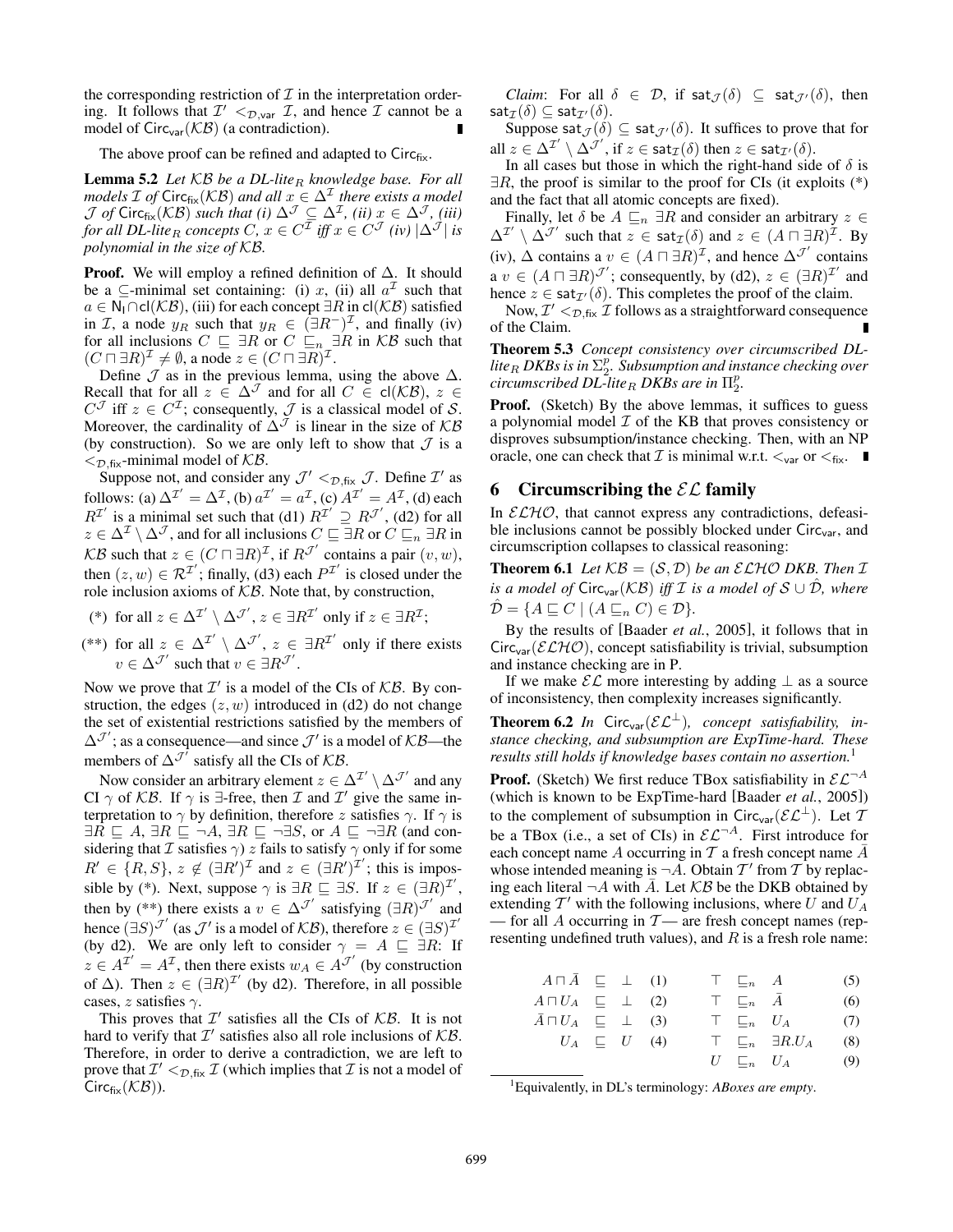the corresponding restriction of $\mathcal{I}$ in the interpretation ordering. It follows that $\mathcal{I}' <_{\mathcal{D},\mathsf{var}} \mathcal{I}$, and hence $\mathcal{I}$ cannot be a model of $\mathsf{Circ}_{\mathsf{var}}(\mathcal{KB})$ (a contradiction). ∎

The above proof can be refined and adapted to $\mathsf{Circ}_{\mathsf{fix}}$.

**Lemma 5.2** *Let $\mathcal{KB}$ be a DL-lite$_R$ knowledge base. For all models $\mathcal{I}$ of $\mathsf{Circ}_{\mathsf{fix}}(\mathcal{KB})$ and all $x \in \Delta^{\mathcal{I}}$ there exists a model $\mathcal{J}$ of $\mathsf{Circ}_{\mathsf{fix}}(\mathcal{KB})$ such that (i) $\Delta^{\mathcal{J}} \subseteq \Delta^{\mathcal{I}}$, (ii) $x \in \Delta^{\mathcal{J}}$, (iii) for all DL-lite$_R$ concepts $C$, $x \in C^{\mathcal{I}}$ iff $x \in C^{\mathcal{J}}$ (iv) $|\Delta^{\mathcal{J}}|$ is polynomial in the size of $\mathcal{KB}$.*

**Proof.** We will employ a refined definition of $\Delta$. It should be a $\subseteq$-minimal set containing: (i) $x$, (ii) all $a^{\mathcal{I}}$ such that $a \in \mathsf{N_I} \cap \mathsf{cl}(\mathcal{KB})$, (iii) for each concept $\exists R$ in $\mathsf{cl}(\mathcal{KB})$ satisfied in $\mathcal{I}$, a node $y_R$ such that $y_R \in (\exists R^-)^{\mathcal{I}}$, and finally (iv) for all inclusions $C \sqsubseteq \exists R$ or $C \sqsubseteq_n \exists R$ in $\mathcal{KB}$ such that $(C \sqcap \exists R)^{\mathcal{I}} \neq \emptyset$, a node $z \in (C \sqcap \exists R)^{\mathcal{I}}$.

Define $\mathcal{J}$ as in the previous lemma, using the above $\Delta$. Recall that for all $z \in \Delta^{\mathcal{J}}$ and for all $C \in \mathsf{cl}(\mathcal{KB})$, $z \in C^{\mathcal{J}}$ iff $z \in C^{\mathcal{I}}$; consequently, $\mathcal{J}$ is a classical model of $\mathcal{S}$. Moreover, the cardinality of $\Delta^{\mathcal{J}}$ is linear in the size of $\mathcal{KB}$ (by construction). So we are only left to show that $\mathcal{J}$ is a $<_{\mathcal{D},\mathsf{fix}}$-minimal model of $\mathcal{KB}$.

Suppose not, and consider any $\mathcal{J}' <_{\mathcal{D},\mathsf{fix}} \mathcal{J}$. Define $\mathcal{I}'$ as follows: (a) $\Delta^{\mathcal{I}'} = \Delta^{\mathcal{I}}$, (b) $a^{\mathcal{I}'} = a^{\mathcal{I}}$, (c) $A^{\mathcal{I}'} = A^{\mathcal{I}}$, (d) each $R^{\mathcal{I}'}$ is a minimal set such that (d1) $R^{\mathcal{I}'} \supseteq R^{\mathcal{J}'}$, (d2) for all $z \in \Delta^{\mathcal{I}} \setminus \Delta^{\mathcal{J}}$, and for all inclusions $C \sqsubseteq \exists R$ or $C \sqsubseteq_n \exists R$ in $\mathcal{KB}$ such that $z \in (C \sqcap \exists R)^{\mathcal{I}}$, if $R^{\mathcal{J}'}$ contains a pair $(v, w)$, then $(z, w) \in \mathcal{R}^{\mathcal{I}'}$; finally, (d3) each $P^{\mathcal{I}'}$ is closed under the role inclusion axioms of $\mathcal{KB}$. Note that, by construction,

(*) for all $z \in \Delta^{\mathcal{I}'} \setminus \Delta^{\mathcal{J}'}$, $z \in \exists R^{\mathcal{I}'}$ only if $z \in \exists R^{\mathcal{I}}$;

(**) for all $z \in \Delta^{\mathcal{I}'} \setminus \Delta^{\mathcal{J}'}$, $z \in \exists R^{\mathcal{I}'}$ only if there exists $v \in \Delta^{\mathcal{J}'}$ such that $v \in \exists R^{\mathcal{J}'}$.

Now we prove that $\mathcal{I}'$ is a model of the CIs of $\mathcal{KB}$. By construction, the edges $(z, w)$ introduced in (d2) do not change the set of existential restrictions satisfied by the members of $\Delta^{\mathcal{J}'}$; as a consequence—and since $\mathcal{J}'$ is a model of $\mathcal{KB}$—the members of $\Delta^{\mathcal{J}'}$ satisfy all the CIs of $\mathcal{KB}$.

Now consider an arbitrary element $z \in \Delta^{\mathcal{I}'} \setminus \Delta^{\mathcal{J}'}$ and any CI $\gamma$ of $\mathcal{KB}$. If $\gamma$ is $\exists$-free, then $\mathcal{I}$ and $\mathcal{I}'$ give the same interpretation to $\gamma$ by definition, therefore $z$ satisfies $\gamma$. If $\gamma$ is $\exists R \sqsubseteq A$, $\exists R \sqsubseteq \neg A$, $\exists R \sqsubseteq \neg\exists S$, or $A \sqsubseteq \neg\exists R$ (and considering that $\mathcal{I}$ satisfies $\gamma$) $z$ fails to satisfy $\gamma$ only if for some $R' \in \{R, S\}$, $z \notin (\exists R')^{\mathcal{I}}$ and $z \in (\exists R')^{\mathcal{I}'}$; this is impossible by (*). Next, suppose $\gamma$ is $\exists R \sqsubseteq \exists S$. If $z \in (\exists R)^{\mathcal{I}'}$, then by (**) there exists a $v \in \Delta^{\mathcal{J}'}$ satisfying $(\exists R)^{\mathcal{J}'}$ and hence $(\exists S)^{\mathcal{J}'}$ (as $\mathcal{J}'$ is a model of $\mathcal{KB}$), therefore $z \in (\exists S)^{\mathcal{I}'}$ (by d2). We are only left to consider $\gamma = A \sqsubseteq \exists R$: If $z \in A^{\mathcal{I}'} = A^{\mathcal{I}}$, then there exists $w_A \in A^{\mathcal{J}'}$ (by construction of $\Delta$). Then $z \in (\exists R)^{\mathcal{I}'}$ (by d2). Therefore, in all possible cases, $z$ satisfies $\gamma$.

This proves that $\mathcal{I}'$ satisfies all the CIs of $\mathcal{KB}$. It is not hard to verify that $\mathcal{I}'$ satisfies also all role inclusions of $\mathcal{KB}$. Therefore, in order to derive a contradiction, we are left to prove that $\mathcal{I}' <_{\mathcal{D},\mathsf{fix}} \mathcal{I}$ (which implies that $\mathcal{I}$ is not a model of $\mathsf{Circ}_{\mathsf{fix}}(\mathcal{KB})$).

*Claim*: For all $\delta \in \mathcal{D}$, if $\mathsf{sat}_{\mathcal{J}}(\delta) \subseteq \mathsf{sat}_{\mathcal{J}'}(\delta)$, then $\mathsf{sat}_{\mathcal{I}}(\delta) \subseteq \mathsf{sat}_{\mathcal{I}'}(\delta)$.

Suppose $\mathsf{sat}_{\mathcal{J}}(\delta) \subseteq \mathsf{sat}_{\mathcal{J}'}(\delta)$. It suffices to prove that for all $z \in \Delta^{\mathcal{I}'} \setminus \Delta^{\mathcal{J}'}$, if $z \in \mathsf{sat}_{\mathcal{I}}(\delta)$ then $z \in \mathsf{sat}_{\mathcal{I}'}(\delta)$.

In all cases but those in which the right-hand side of $\delta$ is $\exists R$, the proof is similar to the proof for CIs (it exploits (*) and the fact that all atomic concepts are fixed).

Finally, let $\delta$ be $A \sqsubseteq_n \exists R$ and consider an arbitrary $z \in \Delta^{\mathcal{I}'} \setminus \Delta^{\mathcal{J}'}$ such that $z \in \mathsf{sat}_{\mathcal{I}}(\delta)$ and $z \in (A \sqcap \exists R)^{\mathcal{I}}$. By (iv), $\Delta$ contains a $v \in (A \sqcap \exists R)^{\mathcal{I}}$, and hence $\Delta^{\mathcal{J}'}$ contains a $v \in (A \sqcap \exists R)^{\mathcal{J}'}$; consequently, by (d2), $z \in (\exists R)^{\mathcal{I}'}$ and hence $z \in \mathsf{sat}_{\mathcal{I}'}(\delta)$. This completes the proof of the claim.

Now, $\mathcal{I}' <_{\mathcal{D},\mathsf{fix}} \mathcal{I}$ follows as a straightforward consequence of the Claim. ∎

**Theorem 5.3** *Concept consistency over circumscribed DL-lite$_R$ DKBs is in $\Sigma_2^p$. Subsumption and instance checking over circumscribed DL-lite$_R$ DKBs are in $\Pi_2^p$.*

**Proof.** (Sketch) By the above lemmas, it suffices to guess a polynomial model $\mathcal{I}$ of the KB that proves consistency or disproves subsumption/instance checking. Then, with an NP oracle, one can check that $\mathcal{I}$ is minimal w.r.t. $<_{\mathsf{var}}$ or $<_{\mathsf{fix}}$. ∎

## 6 Circumscribing the $\mathcal{EL}$ family

In $\mathcal{ELHO}$, that cannot express any contradictions, defeasible inclusions cannot be possibly blocked under $\mathsf{Circ}_{\mathsf{var}}$, and circumscription collapses to classical reasoning:

**Theorem 6.1** *Let $\mathcal{KB} = (\mathcal{S}, \mathcal{D})$ be an $\mathcal{ELHO}$ DKB. Then $\mathcal{I}$ is a model of $\mathsf{Circ}_{\mathsf{var}}(\mathcal{KB})$ iff $\mathcal{I}$ is a model of $\mathcal{S} \cup \hat{\mathcal{D}}$, where $\hat{\mathcal{D}} = \{A \sqsubseteq C \mid (A \sqsubseteq_n C) \in \mathcal{D}\}$.*

By the results of [Baader *et al.*, 2005], it follows that in $\mathsf{Circ}_{\mathsf{var}}(\mathcal{ELHO})$, concept satisfiability is trivial, subsumption and instance checking are in P.

If we make $\mathcal{EL}$ more interesting by adding $\bot$ as a source of inconsistency, then complexity increases significantly.

**Theorem 6.2** *In $\mathsf{Circ}_{\mathsf{var}}(\mathcal{EL}^{\bot})$, concept satisfiability, instance checking, and subsumption are ExpTime-hard. These results still holds if knowledge bases contain no assertion.*[1]

**Proof.** (Sketch) We first reduce TBox satisfiability in $\mathcal{EL}^{\neg A}$ (which is known to be ExpTime-hard [Baader *et al.*, 2005]) to the complement of subsumption in $\mathsf{Circ}_{\mathsf{var}}(\mathcal{EL}^{\bot})$. Let $\mathcal{T}$ be a TBox (i.e., a set of CIs) in $\mathcal{EL}^{\neg A}$. First introduce for each concept name $A$ occurring in $\mathcal{T}$ a fresh concept name $\bar{A}$ whose intended meaning is $\neg A$. Obtain $\mathcal{T}'$ from $\mathcal{T}$ by replacing each literal $\neg A$ with $\bar{A}$. Let $\mathcal{KB}$ be the DKB obtained by extending $\mathcal{T}'$ with the following inclusions, where $U$ and $U_A$ — for all $A$ occurring in $\mathcal{T}$— are fresh concept names (representing undefined truth values), and $R$ is a fresh role name:

$$
\begin{array}{rcll@{\qquad}rcll}
A \sqcap \bar{A} & \sqsubseteq & \bot & (1) & \top & \sqsubseteq_n & A & (5)\\
A \sqcap U_A & \sqsubseteq & \bot & (2) & \top & \sqsubseteq_n & \bar{A} & (6)\\
\bar{A} \sqcap U_A & \sqsubseteq & \bot & (3) & \top & \sqsubseteq_n & U_A & (7)\\
U_A & \sqsubseteq & U & (4) & \top & \sqsubseteq_n & \exists R.U_A & (8)\\
 & & & & U & \sqsubseteq_n & U_A & (9)
\end{array}
$$

[1] Equivalently, in DL's terminology: *ABoxes are empty*.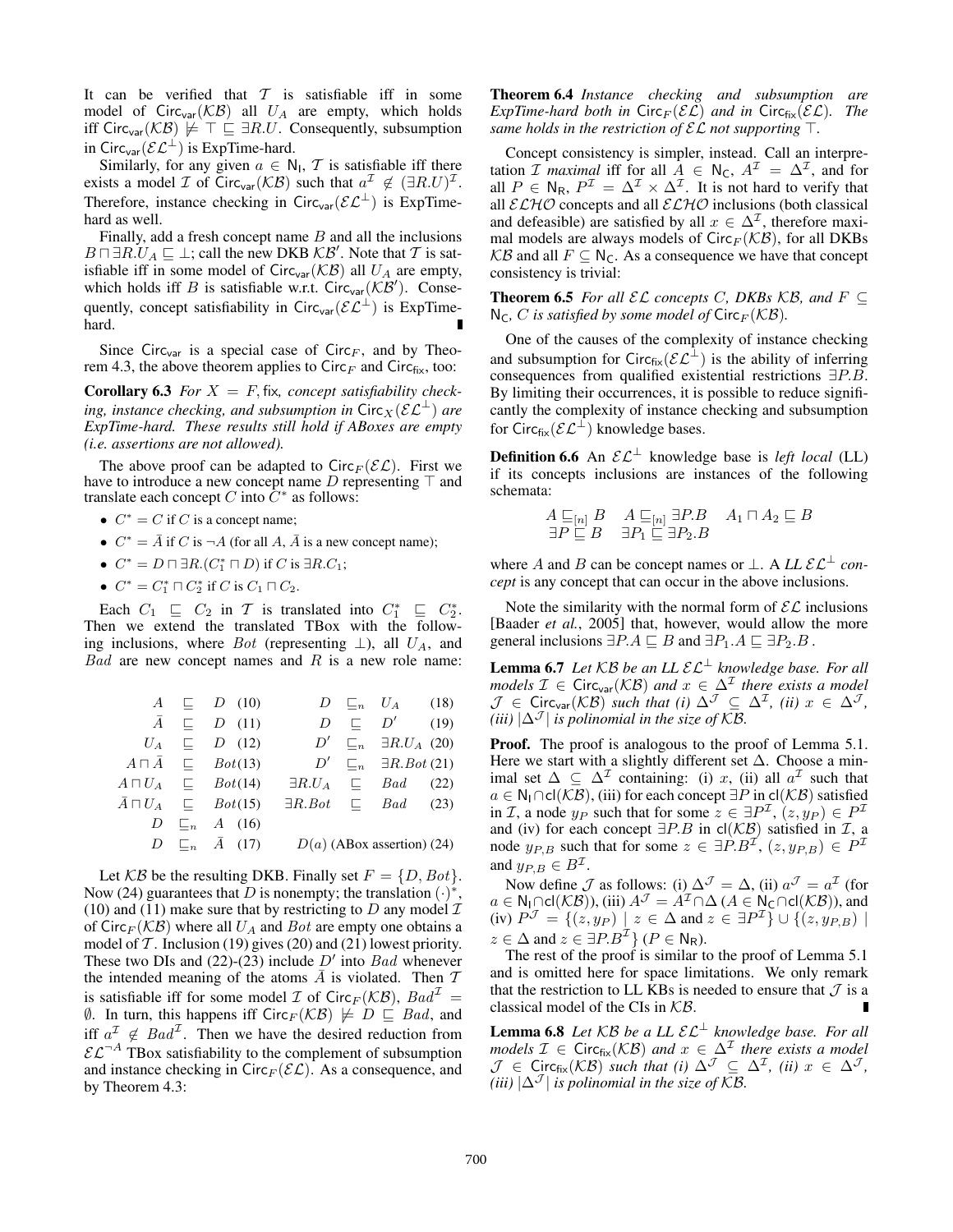It can be verified that $\mathcal{T}$ is satisfiable iff in some model of $\mathsf{Circ}_{\mathsf{var}}(\mathcal{KB})$ all $U_A$ are empty, which holds iff $\mathsf{Circ}_{\mathsf{var}}(\mathcal{KB}) \not\models \top \sqsubseteq \exists R.U$. Consequently, subsumption in $\mathsf{Circ}_{\mathsf{var}}(\mathcal{EL}^\bot)$ is ExpTime-hard.

Similarly, for any given $a \in \mathsf{N_I}$, $\mathcal{T}$ is satisfiable iff there exists a model $\mathcal{I}$ of $\mathsf{Circ}_{\mathsf{var}}(\mathcal{KB})$ such that $a^\mathcal{I} \notin (\exists R.U)^\mathcal{I}$. Therefore, instance checking in $\mathsf{Circ}_{\mathsf{var}}(\mathcal{EL}^\bot)$ is ExpTime-hard as well.

Finally, add a fresh concept name $B$ and all the inclusions $B \sqcap \exists R.U_A \sqsubseteq \bot$; call the new DKB $\mathcal{KB}'$. Note that $\mathcal{T}$ is satisfiable iff in some model of $\mathsf{Circ}_{\mathsf{var}}(\mathcal{KB})$ all $U_A$ are empty, which holds iff $B$ is satisfiable w.r.t. $\mathsf{Circ}_{\mathsf{var}}(\mathcal{KB}')$. Consequently, concept satisfiability in $\mathsf{Circ}_{\mathsf{var}}(\mathcal{EL}^\bot)$ is ExpTime-hard. ∎

Since $\mathsf{Circ}_{\mathsf{var}}$ is a special case of $\mathsf{Circ}_F$, and by Theorem 4.3, the above theorem applies to $\mathsf{Circ}_F$ and $\mathsf{Circ}_{\mathsf{fix}}$, too:

**Corollary 6.3** *For $X = F, \mathsf{fix}$, concept satisfiability checking, instance checking, and subsumption in $\mathsf{Circ}_X(\mathcal{EL}^\bot)$ are ExpTime-hard. These results still hold if ABoxes are empty (i.e. assertions are not allowed).*

The above proof can be adapted to $\mathsf{Circ}_F(\mathcal{EL})$. First we have to introduce a new concept name $D$ representing $\top$ and translate each concept $C$ into $C^*$ as follows:

- $C^* = C$ if $C$ is a concept name;
- $C^* = \bar{A}$ if $C$ is $\neg A$ (for all $A$, $\bar{A}$ is a new concept name);
- $C^* = D \sqcap \exists R.(C_1^* \sqcap D)$ if $C$ is $\exists R.C_1$;
- $C^* = C_1^* \sqcap C_2^*$ if $C$ is $C_1 \sqcap C_2$.

Each $C_1 \sqsubseteq C_2$ in $\mathcal{T}$ is translated into $C_1^* \sqsubseteq C_2^*$. Then we extend the translated TBox with the following inclusions, where $Bot$ (representing $\bot$), all $U_A$, and $Bad$ are new concept names and $R$ is a new role name:

$$
\begin{array}{llll@{\qquad}llll}
A & \sqsubseteq & D & (10) & D & \sqsubseteq_n & U_A & (18)\\
\bar{A} & \sqsubseteq & D & (11) & D & \sqsubseteq & D' & (19)\\
U_A & \sqsubseteq & D & (12) & D' & \sqsubseteq_n & \exists R.U_A & (20)\\
A \sqcap \bar{A} & \sqsubseteq & Bot & (13) & D' & \sqsubseteq_n & \exists R.Bot & (21)\\
A \sqcap U_A & \sqsubseteq & Bot & (14) & \exists R.U_A & \sqsubseteq & Bad & (22)\\
\bar{A} \sqcap U_A & \sqsubseteq & Bot & (15) & \exists R.Bot & \sqsubseteq & Bad & (23)\\
D & \sqsubseteq_n & A & (16) & & & & \\
D & \sqsubseteq_n & \bar{A} & (17) & \multicolumn{3}{l}{D(a) \text{ (ABox assertion)}} & (24)
\end{array}
$$

Let $\mathcal{KB}$ be the resulting DKB. Finally set $F = \{D, Bot\}$. Now (24) guarantees that $D$ is nonempty; the translation $(\cdot)^*$, (10) and (11) make sure that by restricting to $D$ any model $\mathcal{I}$ of $\mathsf{Circ}_F(\mathcal{KB})$ where all $U_A$ and $Bot$ are empty one obtains a model of $\mathcal{T}$. Inclusion (19) gives (20) and (21) lowest priority. These two DIs and (22)-(23) include $D'$ into $Bad$ whenever the intended meaning of the atoms $\bar{A}$ is violated. Then $\mathcal{T}$ is satisfiable iff for some model $\mathcal{I}$ of $\mathsf{Circ}_F(\mathcal{KB})$, $Bad^\mathcal{I} = \emptyset$. In turn, this happens iff $\mathsf{Circ}_F(\mathcal{KB}) \not\models D \sqsubseteq Bad$, and iff $a^\mathcal{I} \notin Bad^\mathcal{I}$. Then we have the desired reduction from $\mathcal{EL}^{\neg A}$ TBox satisfiability to the complement of subsumption and instance checking in $\mathsf{Circ}_F(\mathcal{EL})$. As a consequence, and by Theorem 4.3:

**Theorem 6.4** *Instance checking and subsumption are ExpTime-hard both in $\mathsf{Circ}_F(\mathcal{EL})$ and in $\mathsf{Circ}_{\mathsf{fix}}(\mathcal{EL})$. The same holds in the restriction of $\mathcal{EL}$ not supporting $\top$.*

Concept consistency is simpler, instead. Call an interpretation $\mathcal{I}$ *maximal* iff for all $A \in \mathsf{N_C}$, $A^\mathcal{I} = \Delta^\mathcal{I}$, and for all $P \in \mathsf{N_R}$, $P^\mathcal{I} = \Delta^\mathcal{I} \times \Delta^\mathcal{I}$. It is not hard to verify that all $\mathcal{ELHO}$ concepts and all $\mathcal{ELHO}$ inclusions (both classical and defeasible) are satisfied by all $x \in \Delta^\mathcal{I}$, therefore maximal models are always models of $\mathsf{Circ}_F(\mathcal{KB})$, for all DKBs $\mathcal{KB}$ and all $F \subseteq \mathsf{N_C}$. As a consequence we have that concept consistency is trivial:

**Theorem 6.5** *For all $\mathcal{EL}$ concepts $C$, DKBs $\mathcal{KB}$, and $F \subseteq \mathsf{N_C}$, $C$ is satisfied by some model of $\mathsf{Circ}_F(\mathcal{KB})$.*

One of the causes of the complexity of instance checking and subsumption for $\mathsf{Circ}_{\mathsf{fix}}(\mathcal{EL}^\bot)$ is the ability of inferring consequences from qualified existential restrictions $\exists P.B$. By limiting their occurrences, it is possible to reduce significantly the complexity of instance checking and subsumption for $\mathsf{Circ}_{\mathsf{fix}}(\mathcal{EL}^\bot)$ knowledge bases.

**Definition 6.6** An $\mathcal{EL}^\bot$ knowledge base is *left local* (LL) if its concepts inclusions are instances of the following schemata:

$$
\begin{array}{lll}
A \sqsubseteq_{[n]} B & A \sqsubseteq_{[n]} \exists P.B & A_1 \sqcap A_2 \sqsubseteq B\\
\exists P \sqsubseteq B & \exists P_1 \sqsubseteq \exists P_2.B &
\end{array}
$$

where $A$ and $B$ can be concept names or $\bot$. A *LL $\mathcal{EL}^\bot$ concept* is any concept that can occur in the above inclusions.

Note the similarity with the normal form of $\mathcal{EL}$ inclusions [Baader *et al.*, 2005] that, however, would allow the more general inclusions $\exists P.A \sqsubseteq B$ and $\exists P_1.A \sqsubseteq \exists P_2.B$ .

**Lemma 6.7** *Let $\mathcal{KB}$ be an LL $\mathcal{EL}^\bot$ knowledge base. For all models $\mathcal{I} \in \mathsf{Circ}_{\mathsf{var}}(\mathcal{KB})$ and $x \in \Delta^\mathcal{I}$ there exists a model $\mathcal{J} \in \mathsf{Circ}_{\mathsf{var}}(\mathcal{KB})$ such that (i) $\Delta^\mathcal{J} \subseteq \Delta^\mathcal{I}$, (ii) $x \in \Delta^\mathcal{J}$, (iii) $|\Delta^\mathcal{J}|$ is polinomial in the size of $\mathcal{KB}$.*

**Proof.** The proof is analogous to the proof of Lemma 5.1. Here we start with a slightly different set $\Delta$. Choose a minimal set $\Delta \subseteq \Delta^\mathcal{I}$ containing: (i) $x$, (ii) all $a^\mathcal{I}$ such that $a \in \mathsf{N_I} \cap \mathsf{cl}(\mathcal{KB})$, (iii) for each concept $\exists P$ in $\mathsf{cl}(\mathcal{KB})$ satisfied in $\mathcal{I}$, a node $y_P$ such that for some $z \in \exists P^\mathcal{I}$, $(z, y_P) \in P^\mathcal{I}$ and (iv) for each concept $\exists P.B$ in $\mathsf{cl}(\mathcal{KB})$ satisfied in $\mathcal{I}$, a node $y_{P,B}$ such that for some $z \in \exists P.B^\mathcal{I}$, $(z, y_{P,B}) \in P^\mathcal{I}$ and $y_{P,B} \in B^\mathcal{I}$.

Now define $\mathcal{J}$ as follows: (i) $\Delta^\mathcal{J} = \Delta$, (ii) $a^\mathcal{J} = a^\mathcal{I}$ (for $a \in \mathsf{N_I} \cap \mathsf{cl}(\mathcal{KB})$), (iii) $A^\mathcal{J} = A^\mathcal{I} \cap \Delta$ ($A \in \mathsf{N_C} \cap \mathsf{cl}(\mathcal{KB})$), and (iv) $P^\mathcal{J} = \{(z, y_P) \mid z \in \Delta \text{ and } z \in \exists P^\mathcal{I}\} \cup \{(z, y_{P,B}) \mid z \in \Delta \text{ and } z \in \exists P.B^\mathcal{I}\}$ ($P \in \mathsf{N_R}$).

The rest of the proof is similar to the proof of Lemma 5.1 and is omitted here for space limitations. We only remark that the restriction to LL KBs is needed to ensure that $\mathcal{J}$ is a classical model of the CIs in $\mathcal{KB}$. ∎

**Lemma 6.8** *Let $\mathcal{KB}$ be a LL $\mathcal{EL}^\bot$ knowledge base. For all models $\mathcal{I} \in \mathsf{Circ}_{\mathsf{fix}}(\mathcal{KB})$ and $x \in \Delta^\mathcal{I}$ there exists a model $\mathcal{J} \in \mathsf{Circ}_{\mathsf{fix}}(\mathcal{KB})$ such that (i) $\Delta^\mathcal{J} \subseteq \Delta^\mathcal{I}$, (ii) $x \in \Delta^\mathcal{J}$, (iii) $|\Delta^\mathcal{J}|$ is polinomial in the size of $\mathcal{KB}$.*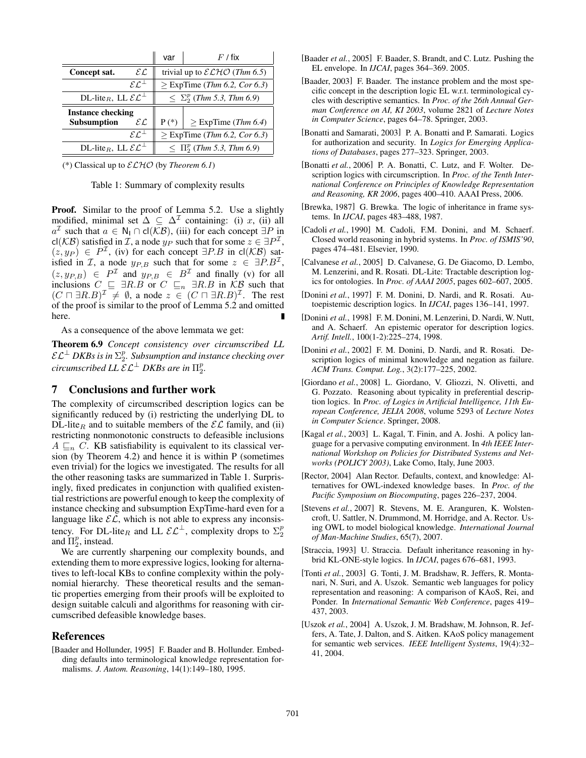| | | var | $F$ / fix |
|---|---|---|---|
| **Concept sat.** | $\mathcal{EL}$ | trivial up to $\mathcal{ELHO}$ (*Thm 6.5*) | |
| | $\mathcal{EL}^{\perp}$ | $\geq$ ExpTime (*Thm 6.2, Cor 6.3*) | |
| | DL-lite$_R$, LL $\mathcal{EL}^{\perp}$ | $\leq \Sigma_2^p$ (*Thm 5.3, Thm 6.9*) | |
| **Instance checking** **Subsumption** | $\mathcal{EL}$ | P (*) | $\geq$ ExpTime (*Thm 6.4*) |
| | $\mathcal{EL}^{\perp}$ | $\geq$ ExpTime (*Thm 6.2, Cor 6.3*) | |
| | DL-lite$_R$, LL $\mathcal{EL}^{\perp}$ | $\leq \Pi_2^p$ (*Thm 5.3, Thm 6.9*) | |

(*) Classical up to $\mathcal{ELHO}$ (by *Theorem 6.1*)

Table 1: Summary of complexity results

**Proof.** Similar to the proof of Lemma 5.2. Use a slightly modified, minimal set $\Delta \subseteq \Delta^{\mathcal{I}}$ containing: (i) $x$, (ii) all $a^{\mathcal{I}}$ such that $a \in \mathsf{N_I} \cap \mathsf{cl}(\mathcal{KB})$, (iii) for each concept $\exists P$ in $\mathsf{cl}(\mathcal{KB})$ satisfied in $\mathcal{I}$, a node $y_P$ such that for some $z \in \exists P^{\mathcal{I}}$, $(z, y_P) \in P^{\mathcal{I}}$, (iv) for each concept $\exists P.B$ in $\mathsf{cl}(\mathcal{KB})$ satisfied in $\mathcal{I}$, a node $y_{P,B}$ such that for some $z \in \exists P.B^{\mathcal{I}}$, $(z, y_{P,B}) \in P^{\mathcal{I}}$ and $y_{P,B} \in B^{\mathcal{I}}$ and finally (v) for all inclusions $C \sqsubseteq \exists R.B$ or $C \sqsubseteq_n \exists R.B$ in $\mathcal{KB}$ such that $(C \sqcap \exists R.B)^{\mathcal{I}} \neq \emptyset$, a node $z \in (C \sqcap \exists R.B)^{\mathcal{I}}$. The rest of the proof is similar to the proof of Lemma 5.2 and omitted here. ∎

As a consequence of the above lemmata we get:

**Theorem 6.9** *Concept consistency over circumscribed LL $\mathcal{EL}^{\perp}$ DKBs is in $\Sigma_2^p$. Subsumption and instance checking over circumscribed LL $\mathcal{EL}^{\perp}$ DKBs are in $\Pi_2^p$.*

## 7 Conclusions and further work

The complexity of circumscribed description logics can be significantly reduced by (i) restricting the underlying DL to DL-lite$_R$ and to suitable members of the $\mathcal{EL}$ family, and (ii) restricting nonmonotonic constructs to defeasible inclusions $A \sqsubseteq_n C$. KB satisfiability is equivalent to its classical version (by Theorem 4.2) and hence it is within P (sometimes even trivial) for the logics we investigated. The results for all the other reasoning tasks are summarized in Table 1. Surprisingly, fixed predicates in conjunction with qualified existential restrictions are powerful enough to keep the complexity of instance checking and subsumption ExpTime-hard even for a language like $\mathcal{EL}$, which is not able to express any inconsistency. For DL-lite$_R$ and LL $\mathcal{EL}^{\perp}$, complexity drops to $\Sigma_2^p$ and $\Pi_2^p$, instead.

We are currently sharpening our complexity bounds, and extending them to more expressive logics, looking for alternatives to left-local KBs to confine complexity within the polynomial hierarchy. These theoretical results and the semantic properties emerging from their proofs will be exploited to design suitable calculi and algorithms for reasoning with circumscribed defeasible knowledge bases.

## References

[Baader and Hollunder, 1995] F. Baader and B. Hollunder. Embedding defaults into terminological knowledge representation formalisms. *J. Autom. Reasoning*, 14(1):149–180, 1995.

[Baader *et al.*, 2005] F. Baader, S. Brandt, and C. Lutz. Pushing the EL envelope. In *IJCAI*, pages 364–369. 2005.

[Baader, 2003] F. Baader. The instance problem and the most specific concept in the description logic EL w.r.t. terminological cycles with descriptive semantics. In *Proc. of the 26th Annual German Conference on AI, KI 2003*, volume 2821 of *Lecture Notes in Computer Science*, pages 64–78. Springer, 2003.

[Bonatti and Samarati, 2003] P. A. Bonatti and P. Samarati. Logics for authorization and security. In *Logics for Emerging Applications of Databases*, pages 277–323. Springer, 2003.

[Bonatti *et al.*, 2006] P. A. Bonatti, C. Lutz, and F. Wolter. Description logics with circumscription. In *Proc. of the Tenth International Conference on Principles of Knowledge Representation and Reasoning, KR 2006*, pages 400–410. AAAI Press, 2006.

[Brewka, 1987] G. Brewka. The logic of inheritance in frame systems. In *IJCAI*, pages 483–488, 1987.

[Cadoli *et al.*, 1990] M. Cadoli, F.M. Donini, and M. Schaerf. Closed world reasoning in hybrid systems. In *Proc. of ISMIS'90*, pages 474–481. Elsevier, 1990.

[Calvanese *et al.*, 2005] D. Calvanese, G. De Giacomo, D. Lembo, M. Lenzerini, and R. Rosati. DL-Lite: Tractable description logics for ontologies. In *Proc. of AAAI 2005*, pages 602–607, 2005.

[Donini *et al.*, 1997] F. M. Donini, D. Nardi, and R. Rosati. Autoepistemic description logics. In *IJCAI*, pages 136–141, 1997.

[Donini *et al.*, 1998] F. M. Donini, M. Lenzerini, D. Nardi, W. Nutt, and A. Schaerf. An epistemic operator for description logics. *Artif. Intell.*, 100(1-2):225–274, 1998.

[Donini *et al.*, 2002] F. M. Donini, D. Nardi, and R. Rosati. Description logics of minimal knowledge and negation as failure. *ACM Trans. Comput. Log.*, 3(2):177–225, 2002.

[Giordano *et al.*, 2008] L. Giordano, V. Gliozzi, N. Olivetti, and G. Pozzato. Reasoning about typicality in preferential description logics. In *Proc. of Logics in Artificial Intelligence, 11th European Conference, JELIA 2008*, volume 5293 of *Lecture Notes in Computer Science*. Springer, 2008.

[Kagal *et al.*, 2003] L. Kagal, T. Finin, and A. Joshi. A policy language for a pervasive computing environment. In *4th IEEE International Workshop on Policies for Distributed Systems and Networks (POLICY 2003)*, Lake Como, Italy, June 2003.

[Rector, 2004] Alan Rector. Defaults, context, and knowledge: Alternatives for OWL-indexed knowledge bases. In *Proc. of the Pacific Symposium on Biocomputing*, pages 226–237, 2004.

[Stevens *et al.*, 2007] R. Stevens, M. E. Aranguren, K. Wolstencroft, U. Sattler, N. Drummond, M. Horridge, and A. Rector. Using OWL to model biological knowledge. *International Journal of Man-Machine Studies*, 65(7), 2007.

[Straccia, 1993] U. Straccia. Default inheritance reasoning in hybrid KL-ONE-style logics. In *IJCAI*, pages 676–681, 1993.

[Tonti *et al.*, 2003] G. Tonti, J. M. Bradshaw, R. Jeffers, R. Montanari, N. Suri, and A. Uszok. Semantic web languages for policy representation and reasoning: A comparison of KAoS, Rei, and Ponder. In *International Semantic Web Conference*, pages 419–437, 2003.

[Uszok *et al.*, 2004] A. Uszok, J. M. Bradshaw, M. Johnson, R. Jeffers, A. Tate, J. Dalton, and S. Aitken. KAoS policy management for semantic web services. *IEEE Intelligent Systems*, 19(4):32–41, 2004.